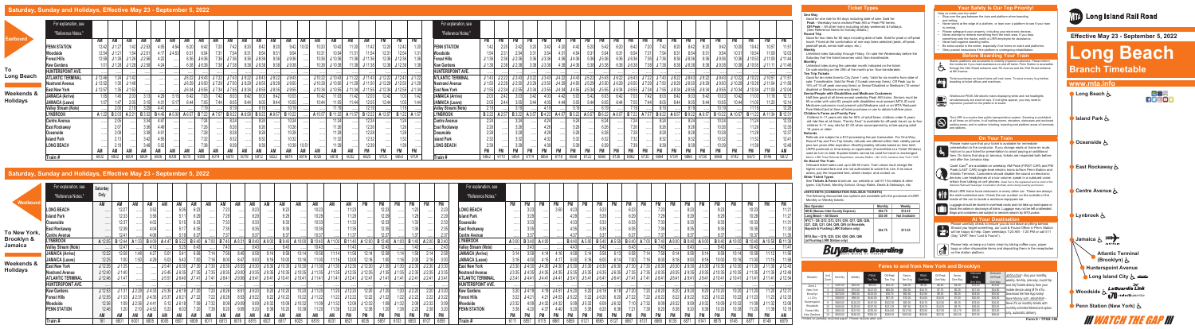# Saturday, Sunday and Holidays, Effective May 23 - September 5, 2022

## Eastbound — To Long Beach — Weekends & Holidays

For explanation, see "Reference Notes."

Stations (in order): PENN STATION · Woodside · Forest Hills · Kew Gardens · HUNTERSPOINT AVE. · ATLANTIC TERMINAL · Nostrand Avenue · East New York · JAMAICA (Arrive) · JAMAICA (Leave) · Valley Stream (Note) · LYNBROOK · Centre Avenue · East Rockaway · Oceanside · Island Park · LONG BEACH · Train #

## Westbound — To New York, Brooklyn & Jamaica — Weekends & Holidays

For explanation, see "Reference Notes."

Stations (in order): LONG BEACH · Island Park · Oceanside · East Rockaway · Centre Avenue · LYNBROOK · Valley Stream (Note) · JAMAICA (Arrive) · JAMAICA (Leave) · East New York · Nostrand Avenue · ATLANTIC TERMINAL · HUNTERSPOINT AVE. · Kew Gardens · Forest Hills · Woodside · PENN STATION · Train #

## Ticket Types

**One Way**

**Round Trip**

**Weekly**

**Monthly**

**Senior Citizen/People with Disabilities and Medicare Customers**

**Children's Fares and Family Fare**

**Refunds**

**On Board The Train**

**Other Ticket Types**

**UNITICKETS (COMBINATION RAIL-BUS TICKETS)**

| Bus Operator | Monthly | Weekly |
|---|---|---|
| NICE (Nassau Inter-County Express) | | |
| Long Beach – All Buses | | |
| MTA Bus – Q19, Q20, Q25, Q34, Q65, Q66 (at Flushing LIRR Station only) | | |

**Buy Before Boarding**

## Your Safety Is Our Top Priority!

## On Your Train

## At Your Destination

## Fares to and from New York and Brooklyn

**MTA eTix®**

# Long Island Rail Road

**Effective May 23 - September 5, 2022**

# Long Beach Branch Timetable

**www.mta.info**

Stations: Long Beach · Island Park · Oceanside · East Rockaway · Centre Avenue · Lynbrook · Jamaica · Atlantic Terminal (Brooklyn) · Hunterspoint Avenue · Long Island City · Woodside · Penn Station (New York)

**Fares 4 - TP35-106**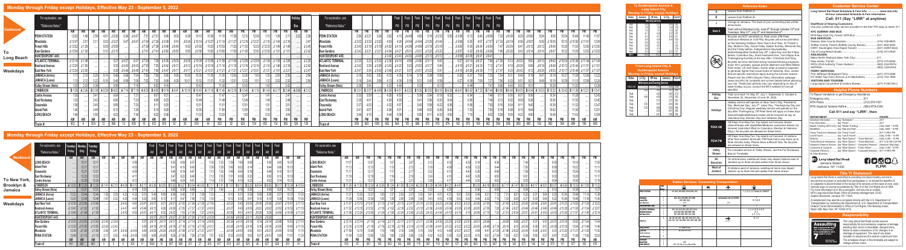## Monday through Friday except Holidays, Effective May 23 - September 5, 2022

**Eastbound**

**To Long Beach**

**Weekdays**

## Monday through Friday except Holidays, Effective May 23 - September 5, 2022

**Westbound**

**To New York, Brooklyn & Jamaica**

**Weekdays**

### Reference Notes

| | |
|---|---|
| A | Leaves from Platform A. |
| B | Leaves from Platform B. |
| J | Change at Jamaica. The track of your connecting train will be announced. |
| Note S | Train will run Mondays only: June 6[th] through October 10[th] and Mondays, May 30[th], July 4[th], and September 5[th]. |

### Customer Service Center

Long Island Rail Road Schedule & Fare Info: ............ www.mta.info

**Call: 511 (Say "LIRR" at anytime)**

**Helpful Phone Numbers**

**Call 511 and say "LIRR", then:**

### Title VI Statement

### Responsibility

**Station Services: Connecting Transportation**